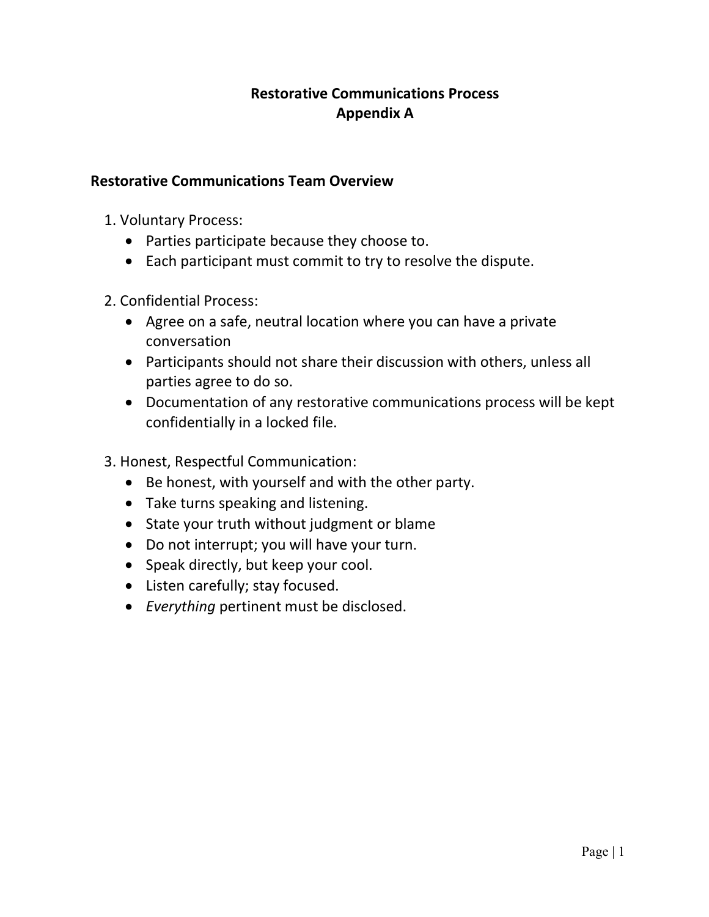# Restorative Communications Process
# Appendix A

## Restorative Communications Team Overview

1. Voluntary Process:
   - Parties participate because they choose to.
   - Each participant must commit to try to resolve the dispute.

2. Confidential Process:
   - Agree on a safe, neutral location where you can have a private conversation
   - Participants should not share their discussion with others, unless all parties agree to do so.
   - Documentation of any restorative communications process will be kept confidentially in a locked file.

3. Honest, Respectful Communication:
   - Be honest, with yourself and with the other party.
   - Take turns speaking and listening.
   - State your truth without judgment or blame
   - Do not interrupt; you will have your turn.
   - Speak directly, but keep your cool.
   - Listen carefully; stay focused.
   - *Everything* pertinent must be disclosed.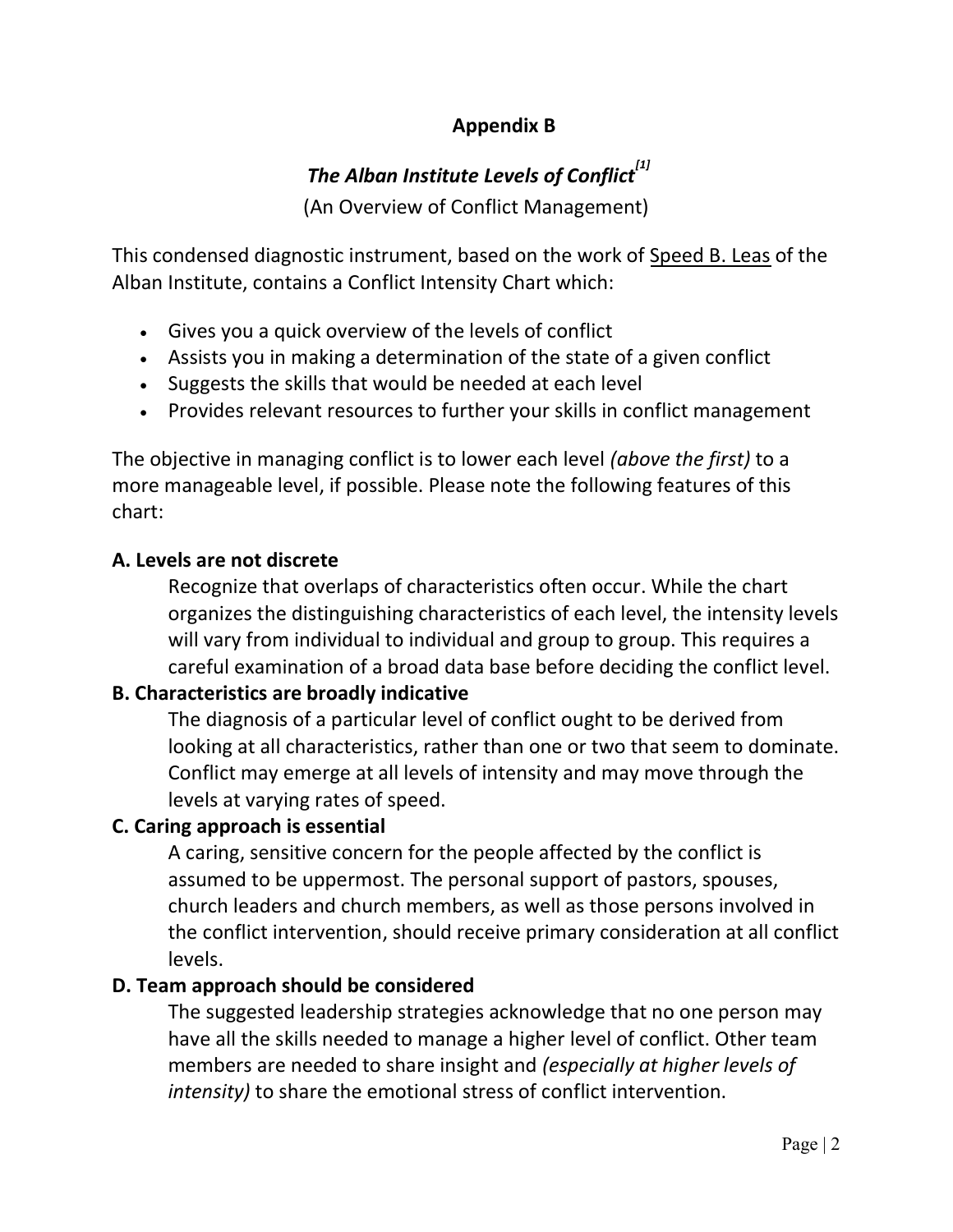## Appendix B

### *The Alban Institute Levels of Conflict*[1]

(An Overview of Conflict Management)

This condensed diagnostic instrument, based on the work of Speed B. Leas of the Alban Institute, contains a Conflict Intensity Chart which:

- Gives you a quick overview of the levels of conflict
- Assists you in making a determination of the state of a given conflict
- Suggests the skills that would be needed at each level
- Provides relevant resources to further your skills in conflict management

The objective in managing conflict is to lower each level *(above the first)* to a more manageable level, if possible. Please note the following features of this chart:

**A. Levels are not discrete**

Recognize that overlaps of characteristics often occur. While the chart organizes the distinguishing characteristics of each level, the intensity levels will vary from individual to individual and group to group. This requires a careful examination of a broad data base before deciding the conflict level.

**B. Characteristics are broadly indicative**

The diagnosis of a particular level of conflict ought to be derived from looking at all characteristics, rather than one or two that seem to dominate. Conflict may emerge at all levels of intensity and may move through the levels at varying rates of speed.

**C. Caring approach is essential**

A caring, sensitive concern for the people affected by the conflict is assumed to be uppermost. The personal support of pastors, spouses, church leaders and church members, as well as those persons involved in the conflict intervention, should receive primary consideration at all conflict levels.

**D. Team approach should be considered**

The suggested leadership strategies acknowledge that no one person may have all the skills needed to manage a higher level of conflict. Other team members are needed to share insight and *(especially at higher levels of intensity)* to share the emotional stress of conflict intervention.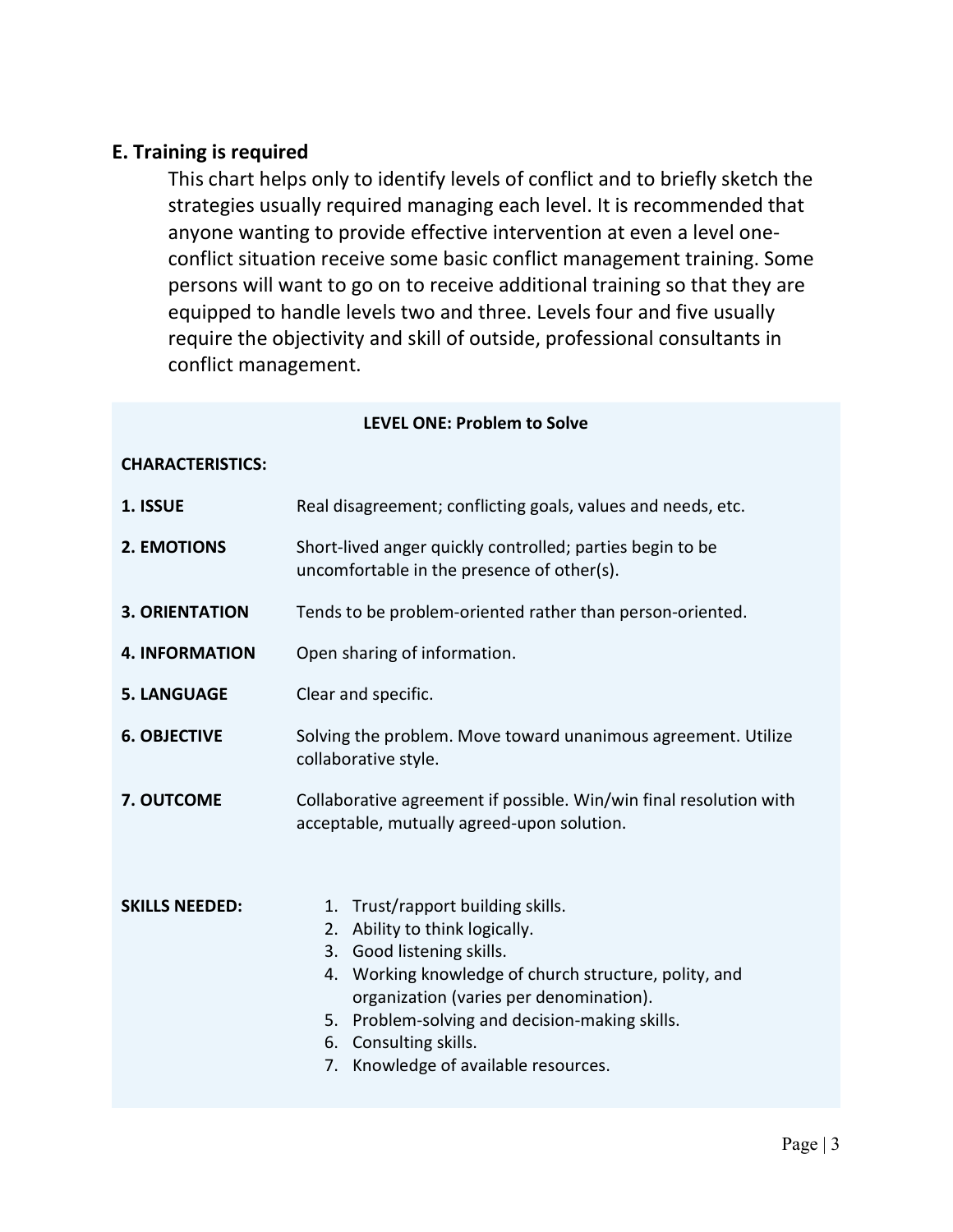## E. Training is required

This chart helps only to identify levels of conflict and to briefly sketch the strategies usually required managing each level. It is recommended that anyone wanting to provide effective intervention at even a level one-conflict situation receive some basic conflict management training. Some persons will want to go on to receive additional training so that they are equipped to handle levels two and three. Levels four and five usually require the objectivity and skill of outside, professional consultants in conflict management.

**LEVEL ONE: Problem to Solve**

**CHARACTERISTICS:**

| | |
|---|---|
| **1. ISSUE** | Real disagreement; conflicting goals, values and needs, etc. |
| **2. EMOTIONS** | Short-lived anger quickly controlled; parties begin to be uncomfortable in the presence of other(s). |
| **3. ORIENTATION** | Tends to be problem-oriented rather than person-oriented. |
| **4. INFORMATION** | Open sharing of information. |
| **5. LANGUAGE** | Clear and specific. |
| **6. OBJECTIVE** | Solving the problem. Move toward unanimous agreement. Utilize collaborative style. |
| **7. OUTCOME** | Collaborative agreement if possible. Win/win final resolution with acceptable, mutually agreed-upon solution. |

**SKILLS NEEDED:**

1. Trust/rapport building skills.
2. Ability to think logically.
3. Good listening skills.
4. Working knowledge of church structure, polity, and organization (varies per denomination).
5. Problem-solving and decision-making skills.
6. Consulting skills.
7. Knowledge of available resources.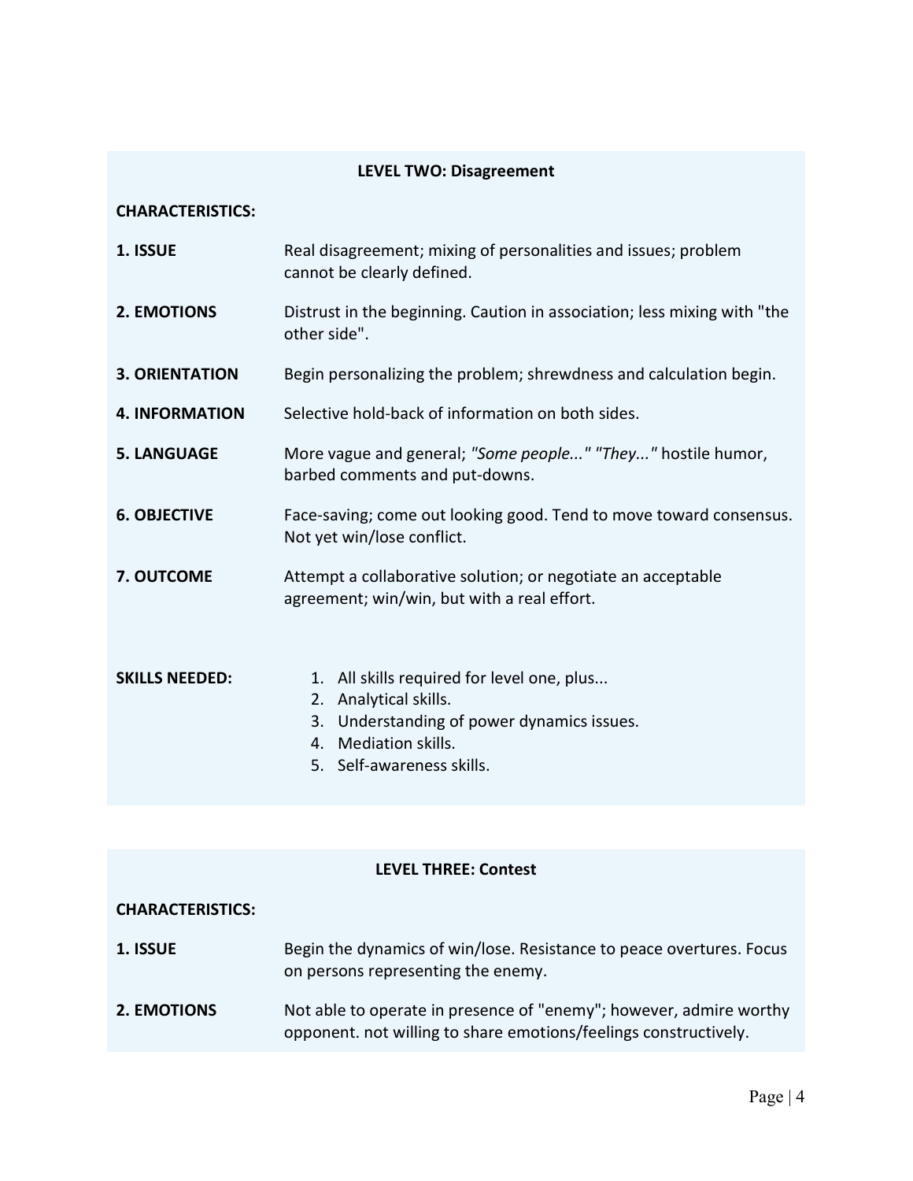### LEVEL TWO: Disagreement

**CHARACTERISTICS:**

| | |
|---|---|
| **1. ISSUE** | Real disagreement; mixing of personalities and issues; problem cannot be clearly defined. |
| **2. EMOTIONS** | Distrust in the beginning. Caution in association; less mixing with "the other side". |
| **3. ORIENTATION** | Begin personalizing the problem; shrewdness and calculation begin. |
| **4. INFORMATION** | Selective hold-back of information on both sides. |
| **5. LANGUAGE** | More vague and general; *"Some people..." "They..."* hostile humor, barbed comments and put-downs. |
| **6. OBJECTIVE** | Face-saving; come out looking good. Tend to move toward consensus. Not yet win/lose conflict. |
| **7. OUTCOME** | Attempt a collaborative solution; or negotiate an acceptable agreement; win/win, but with a real effort. |

**SKILLS NEEDED:**

1. All skills required for level one, plus...
2. Analytical skills.
3. Understanding of power dynamics issues.
4. Mediation skills.
5. Self-awareness skills.

### LEVEL THREE: Contest

**CHARACTERISTICS:**

| | |
|---|---|
| **1. ISSUE** | Begin the dynamics of win/lose. Resistance to peace overtures. Focus on persons representing the enemy. |
| **2. EMOTIONS** | Not able to operate in presence of "enemy"; however, admire worthy opponent. not willing to share emotions/feelings constructively. |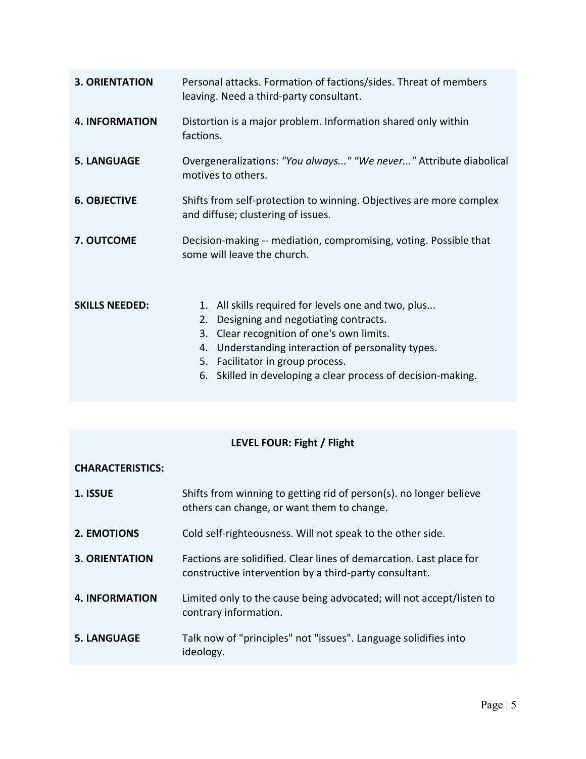| | |
|---|---|
| **3. ORIENTATION** | Personal attacks. Formation of factions/sides. Threat of members leaving. Need a third-party consultant. |
| **4. INFORMATION** | Distortion is a major problem. Information shared only within factions. |
| **5. LANGUAGE** | Overgeneralizations: *"You always..." "We never..."* Attribute diabolical motives to others. |
| **6. OBJECTIVE** | Shifts from self-protection to winning. Objectives are more complex and diffuse; clustering of issues. |
| **7. OUTCOME** | Decision-making -- mediation, compromising, voting. Possible that some will leave the church. |

**SKILLS NEEDED:**

1. All skills required for levels one and two, plus...
2. Designing and negotiating contracts.
3. Clear recognition of one's own limits.
4. Understanding interaction of personality types.
5. Facilitator in group process.
6. Skilled in developing a clear process of decision-making.

### LEVEL FOUR: Fight / Flight

**CHARACTERISTICS:**

| | |
|---|---|
| **1. ISSUE** | Shifts from winning to getting rid of person(s). no longer believe others can change, or want them to change. |
| **2. EMOTIONS** | Cold self-righteousness. Will not speak to the other side. |
| **3. ORIENTATION** | Factions are solidified. Clear lines of demarcation. Last place for constructive intervention by a third-party consultant. |
| **4. INFORMATION** | Limited only to the cause being advocated; will not accept/listen to contrary information. |
| **5. LANGUAGE** | Talk now of "principles" not "issues". Language solidifies into ideology. |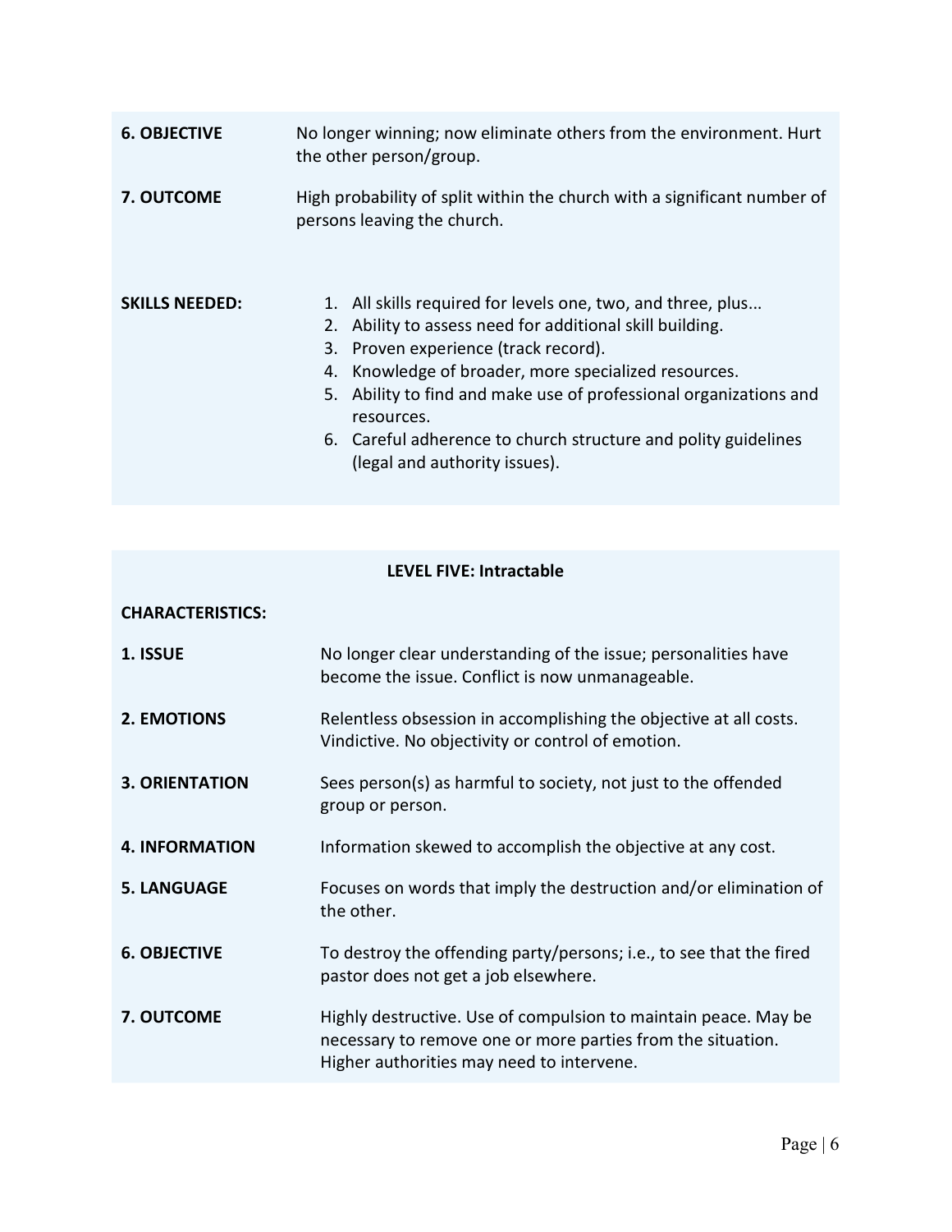**6. OBJECTIVE** No longer winning; now eliminate others from the environment. Hurt the other person/group.

**7. OUTCOME** High probability of split within the church with a significant number of persons leaving the church.

**SKILLS NEEDED:**

1. All skills required for levels one, two, and three, plus...
2. Ability to assess need for additional skill building.
3. Proven experience (track record).
4. Knowledge of broader, more specialized resources.
5. Ability to find and make use of professional organizations and resources.
6. Careful adherence to church structure and polity guidelines (legal and authority issues).

**LEVEL FIVE: Intractable**

**CHARACTERISTICS:**

**1. ISSUE** No longer clear understanding of the issue; personalities have become the issue. Conflict is now unmanageable.

**2. EMOTIONS** Relentless obsession in accomplishing the objective at all costs. Vindictive. No objectivity or control of emotion.

**3. ORIENTATION** Sees person(s) as harmful to society, not just to the offended group or person.

**4. INFORMATION** Information skewed to accomplish the objective at any cost.

**5. LANGUAGE** Focuses on words that imply the destruction and/or elimination of the other.

**6. OBJECTIVE** To destroy the offending party/persons; i.e., to see that the fired pastor does not get a job elsewhere.

**7. OUTCOME** Highly destructive. Use of compulsion to maintain peace. May be necessary to remove one or more parties from the situation. Higher authorities may need to intervene.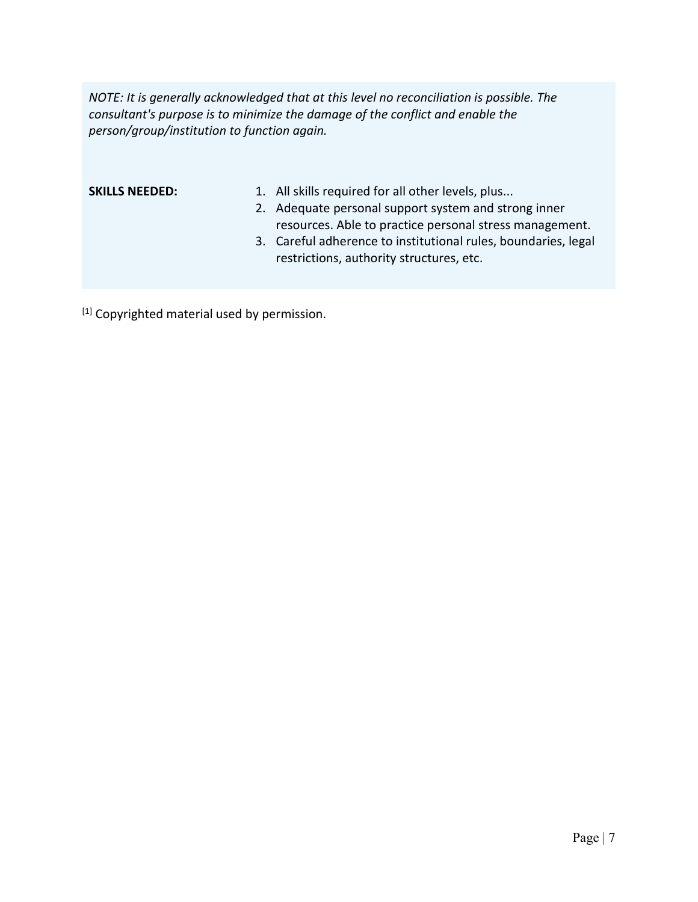*NOTE: It is generally acknowledged that at this level no reconciliation is possible. The consultant's purpose is to minimize the damage of the conflict and enable the person/group/institution to function again.*

**SKILLS NEEDED:**

1. All skills required for all other levels, plus...
2. Adequate personal support system and strong inner resources. Able to practice personal stress management.
3. Careful adherence to institutional rules, boundaries, legal restrictions, authority structures, etc.

[1] Copyrighted material used by permission.